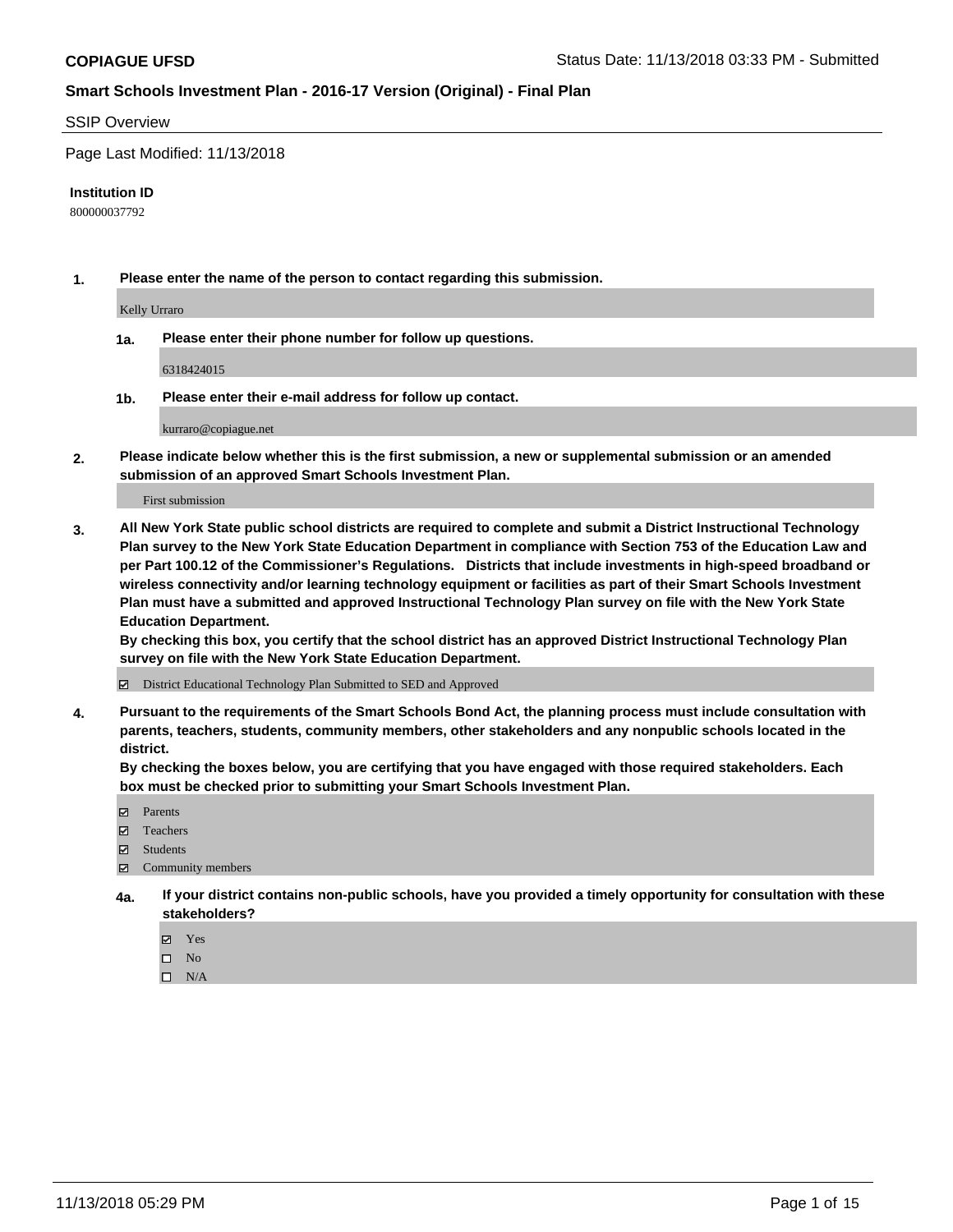**COPIAGUE UFSD**

Status Date: 11/13/2018 03:33 PM - Submitted

## Smart Schools Investment Plan - 2016-17 Version (Original) - Final Plan

### SSIP Overview

Page Last Modified: 11/13/2018

**Institution ID**

800000037792

**1. Please enter the name of the person to contact regarding this submission.**

Kelly Urraro

**1a. Please enter their phone number for follow up questions.**

6318424015

**1b. Please enter their e-mail address for follow up contact.**

kurraro@copiague.net

**2. Please indicate below whether this is the first submission, a new or supplemental submission or an amended submission of an approved Smart Schools Investment Plan.**

First submission

**3. All New York State public school districts are required to complete and submit a District Instructional Technology Plan survey to the New York State Education Department in compliance with Section 753 of the Education Law and per Part 100.12 of the Commissioner's Regulations. Districts that include investments in high-speed broadband or wireless connectivity and/or learning technology equipment or facilities as part of their Smart Schools Investment Plan must have a submitted and approved Instructional Technology Plan survey on file with the New York State Education Department.**
**By checking this box, you certify that the school district has an approved District Instructional Technology Plan survey on file with the New York State Education Department.**

☑ District Educational Technology Plan Submitted to SED and Approved

**4. Pursuant to the requirements of the Smart Schools Bond Act, the planning process must include consultation with parents, teachers, students, community members, other stakeholders and any nonpublic schools located in the district.**
**By checking the boxes below, you are certifying that you have engaged with those required stakeholders. Each box must be checked prior to submitting your Smart Schools Investment Plan.**

☑ Parents
☑ Teachers
☑ Students
☑ Community members

**4a. If your district contains non-public schools, have you provided a timely opportunity for consultation with these stakeholders?**

☑ Yes
☐ No
☐ N/A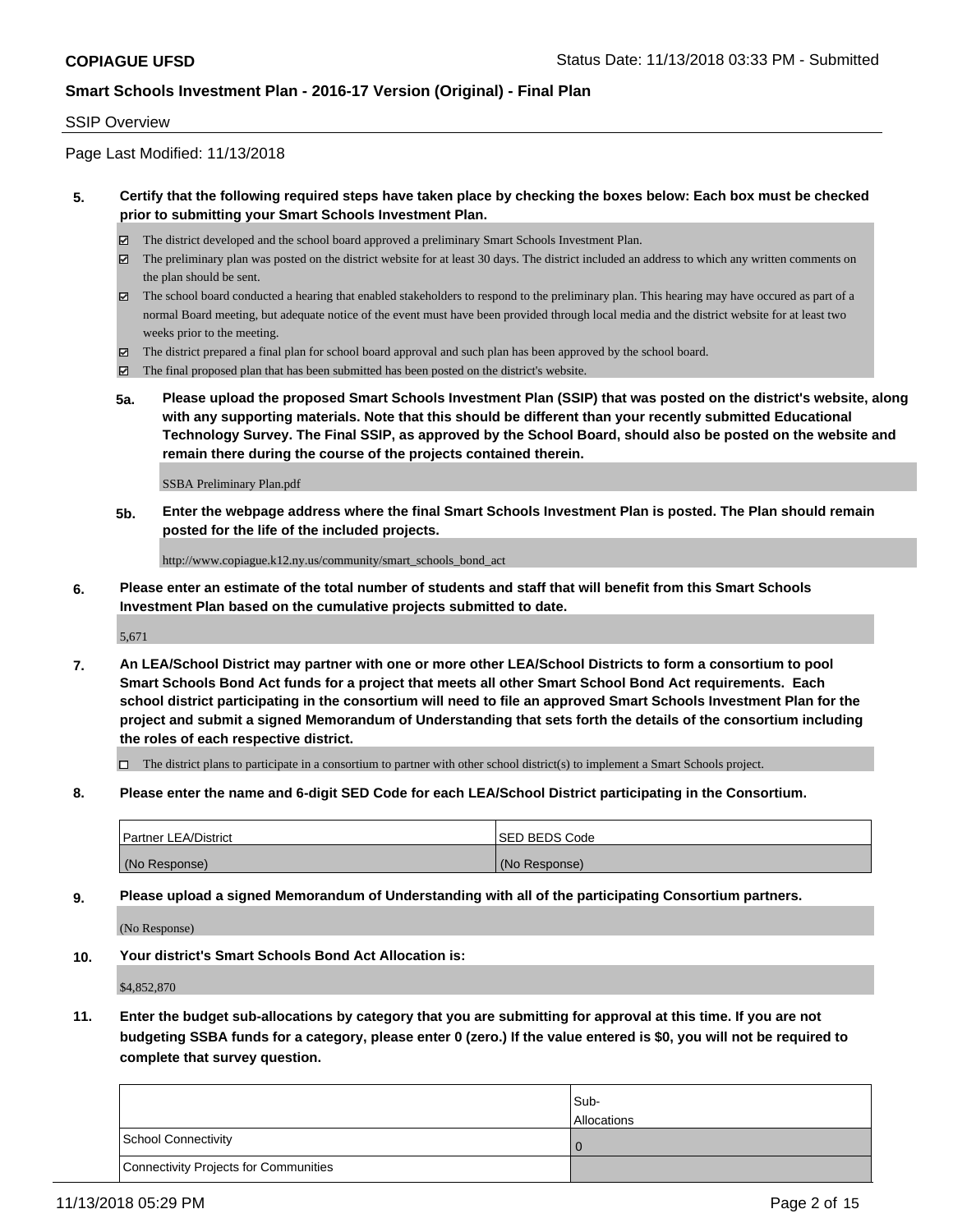SSIP Overview

Page Last Modified: 11/13/2018

**5. Certify that the following required steps have taken place by checking the boxes below: Each box must be checked prior to submitting your Smart Schools Investment Plan.**

- ☑ The district developed and the school board approved a preliminary Smart Schools Investment Plan.
- ☑ The preliminary plan was posted on the district website for at least 30 days. The district included an address to which any written comments on the plan should be sent.
- ☑ The school board conducted a hearing that enabled stakeholders to respond to the preliminary plan. This hearing may have occured as part of a normal Board meeting, but adequate notice of the event must have been provided through local media and the district website for at least two weeks prior to the meeting.
- ☑ The district prepared a final plan for school board approval and such plan has been approved by the school board.
- ☑ The final proposed plan that has been submitted has been posted on the district's website.

**5a. Please upload the proposed Smart Schools Investment Plan (SSIP) that was posted on the district's website, along with any supporting materials. Note that this should be different than your recently submitted Educational Technology Survey. The Final SSIP, as approved by the School Board, should also be posted on the website and remain there during the course of the projects contained therein.**

SSBA Preliminary Plan.pdf

**5b. Enter the webpage address where the final Smart Schools Investment Plan is posted. The Plan should remain posted for the life of the included projects.**

http://www.copiague.k12.ny.us/community/smart_schools_bond_act

**6. Please enter an estimate of the total number of students and staff that will benefit from this Smart Schools Investment Plan based on the cumulative projects submitted to date.**

5,671

**7. An LEA/School District may partner with one or more other LEA/School Districts to form a consortium to pool Smart Schools Bond Act funds for a project that meets all other Smart School Bond Act requirements. Each school district participating in the consortium will need to file an approved Smart Schools Investment Plan for the project and submit a signed Memorandum of Understanding that sets forth the details of the consortium including the roles of each respective district.**

- ☐ The district plans to participate in a consortium to partner with other school district(s) to implement a Smart Schools project.

**8. Please enter the name and 6-digit SED Code for each LEA/School District participating in the Consortium.**

| Partner LEA/District | SED BEDS Code |
|---|---|
| (No Response) | (No Response) |

**9. Please upload a signed Memorandum of Understanding with all of the participating Consortium partners.**

(No Response)

**10. Your district's Smart Schools Bond Act Allocation is:**

$4,852,870

**11. Enter the budget sub-allocations by category that you are submitting for approval at this time. If you are not budgeting SSBA funds for a category, please enter 0 (zero.) If the value entered is $0, you will not be required to complete that survey question.**

| | Sub-Allocations |
|---|---|
| School Connectivity | 0 |
| Connectivity Projects for Communities | |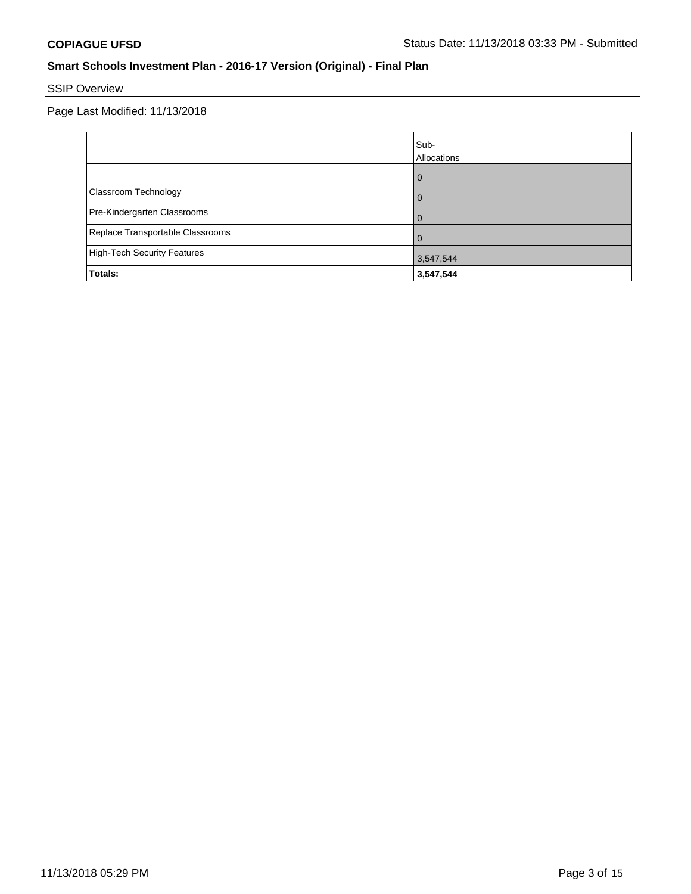## Smart Schools Investment Plan - 2016-17 Version (Original) - Final Plan

SSIP Overview

Page Last Modified: 11/13/2018

| | Sub-Allocations |
|---|---|
| | 0 |
| Classroom Technology | 0 |
| Pre-Kindergarten Classrooms | 0 |
| Replace Transportable Classrooms | 0 |
| High-Tech Security Features | 3,547,544 |
| **Totals:** | **3,547,544** |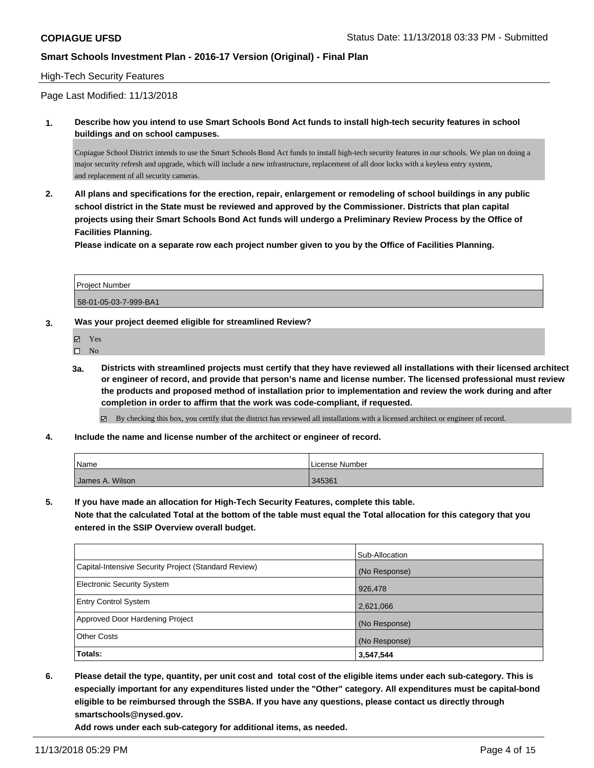**COPIAGUE UFSD** Status Date: 11/13/2018 03:33 PM - Submitted

**Smart Schools Investment Plan - 2016-17 Version (Original) - Final Plan**

High-Tech Security Features

Page Last Modified: 11/13/2018

**1. Describe how you intend to use Smart Schools Bond Act funds to install high-tech security features in school buildings and on school campuses.**

Copiague School District intends to use the Smart Schools Bond Act funds to install high-tech security features in our schools. We plan on doing a major security refresh and upgrade, which will include a new infrastructure, replacement of all door locks with a keyless entry system, and replacement of all security cameras.

**2. All plans and specifications for the erection, repair, enlargement or remodeling of school buildings in any public school district in the State must be reviewed and approved by the Commissioner. Districts that plan capital projects using their Smart Schools Bond Act funds will undergo a Preliminary Review Process by the Office of Facilities Planning.**

**Please indicate on a separate row each project number given to you by the Office of Facilities Planning.**

| Project Number |
|---|
| 58-01-05-03-7-999-BA1 |

**3. Was your project deemed eligible for streamlined Review?**

- ☑ Yes
- ☐ No

**3a. Districts with streamlined projects must certify that they have reviewed all installations with their licensed architect or engineer of record, and provide that person's name and license number. The licensed professional must review the products and proposed method of installation prior to implementation and review the work during and after completion in order to affirm that the work was code-compliant, if requested.**

☑ By checking this box, you certify that the district has reviewed all installations with a licensed architect or engineer of record.

**4. Include the name and license number of the architect or engineer of record.**

| Name | License Number |
|---|---|
| James A. Wilson | 345361 |

**5. If you have made an allocation for High-Tech Security Features, complete this table.**
**Note that the calculated Total at the bottom of the table must equal the Total allocation for this category that you entered in the SSIP Overview overall budget.**

| | Sub-Allocation |
|---|---|
| Capital-Intensive Security Project (Standard Review) | (No Response) |
| Electronic Security System | 926,478 |
| Entry Control System | 2,621,066 |
| Approved Door Hardening Project | (No Response) |
| Other Costs | (No Response) |
| **Totals:** | **3,547,544** |

**6. Please detail the type, quantity, per unit cost and total cost of the eligible items under each sub-category. This is especially important for any expenditures listed under the "Other" category. All expenditures must be capital-bond eligible to be reimbursed through the SSBA. If you have any questions, please contact us directly through smartschools@nysed.gov.**
**Add rows under each sub-category for additional items, as needed.**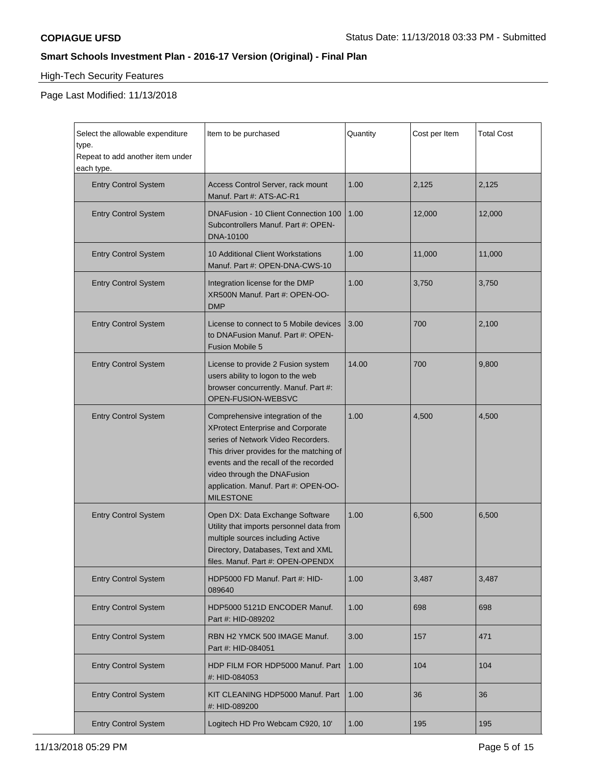High-Tech Security Features

Page Last Modified: 11/13/2018

| Select the allowable expenditure type. Repeat to add another item under each type. | Item to be purchased | Quantity | Cost per Item | Total Cost |
|---|---|---|---|---|
| Entry Control System | Access Control Server, rack mount Manuf. Part #: ATS-AC-R1 | 1.00 | 2,125 | 2,125 |
| Entry Control System | DNAFusion - 10 Client Connection 100 Subcontrollers Manuf. Part #: OPEN-DNA-10100 | 1.00 | 12,000 | 12,000 |
| Entry Control System | 10 Additional Client Workstations Manuf. Part #: OPEN-DNA-CWS-10 | 1.00 | 11,000 | 11,000 |
| Entry Control System | Integration license for the DMP XR500N Manuf. Part #: OPEN-OO-DMP | 1.00 | 3,750 | 3,750 |
| Entry Control System | License to connect to 5 Mobile devices to DNAFusion Manuf. Part #: OPEN-Fusion Mobile 5 | 3.00 | 700 | 2,100 |
| Entry Control System | License to provide 2 Fusion system users ability to logon to the web browser concurrently. Manuf. Part #: OPEN-FUSION-WEBSVC | 14.00 | 700 | 9,800 |
| Entry Control System | Comprehensive integration of the XProtect Enterprise and Corporate series of Network Video Recorders. This driver provides for the matching of events and the recall of the recorded video through the DNAFusion application. Manuf. Part #: OPEN-OO-MILESTONE | 1.00 | 4,500 | 4,500 |
| Entry Control System | Open DX: Data Exchange Software Utility that imports personnel data from multiple sources including Active Directory, Databases, Text and XML files. Manuf. Part #: OPEN-OPENDX | 1.00 | 6,500 | 6,500 |
| Entry Control System | HDP5000 FD Manuf. Part #: HID-089640 | 1.00 | 3,487 | 3,487 |
| Entry Control System | HDP5000 5121D ENCODER Manuf. Part #: HID-089202 | 1.00 | 698 | 698 |
| Entry Control System | RBN H2 YMCK 500 IMAGE Manuf. Part #: HID-084051 | 3.00 | 157 | 471 |
| Entry Control System | HDP FILM FOR HDP5000 Manuf. Part #: HID-084053 | 1.00 | 104 | 104 |
| Entry Control System | KIT CLEANING HDP5000 Manuf. Part #: HID-089200 | 1.00 | 36 | 36 |
| Entry Control System | Logitech HD Pro Webcam C920, 10' | 1.00 | 195 | 195 |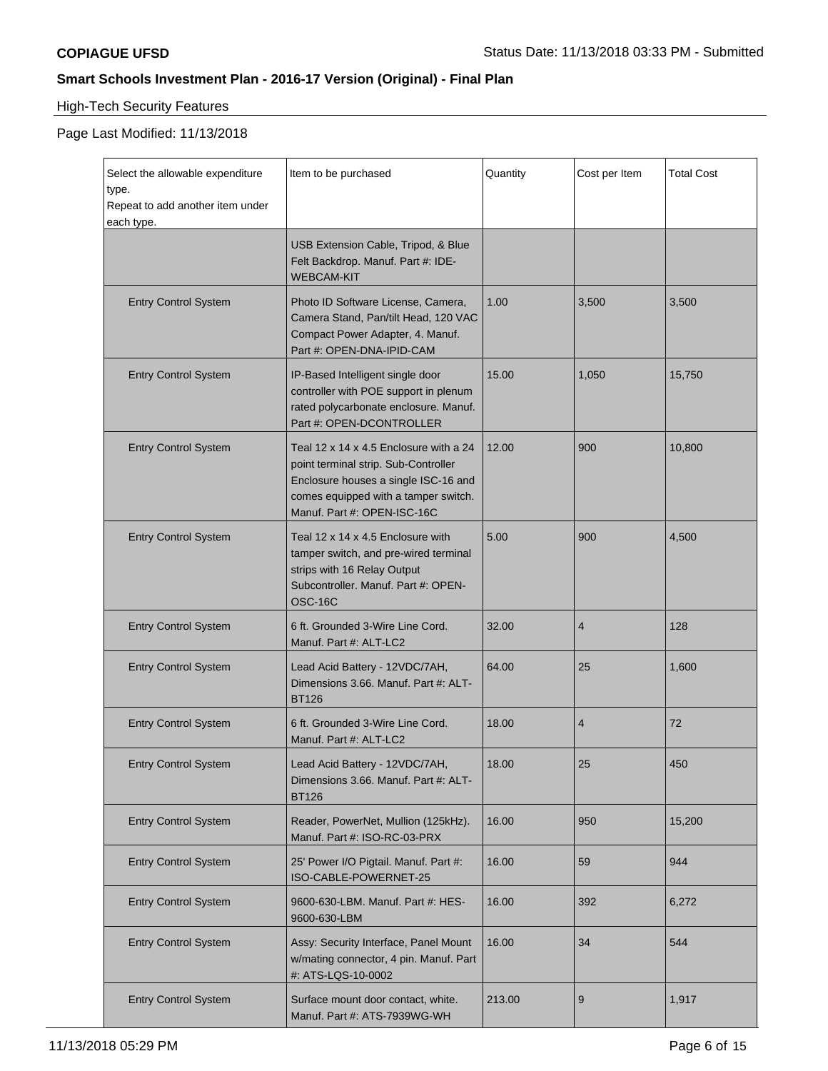High-Tech Security Features

Page Last Modified: 11/13/2018

| Select the allowable expenditure type. Repeat to add another item under each type. | Item to be purchased | Quantity | Cost per Item | Total Cost |
|---|---|---|---|---|
| | USB Extension Cable, Tripod, & Blue Felt Backdrop. Manuf. Part #: IDE-WEBCAM-KIT | | | |
| Entry Control System | Photo ID Software License, Camera, Camera Stand, Pan/tilt Head, 120 VAC Compact Power Adapter, 4. Manuf. Part #: OPEN-DNA-IPID-CAM | 1.00 | 3,500 | 3,500 |
| Entry Control System | IP-Based Intelligent single door controller with POE support in plenum rated polycarbonate enclosure. Manuf. Part #: OPEN-DCONTROLLER | 15.00 | 1,050 | 15,750 |
| Entry Control System | Teal 12 x 14 x 4.5 Enclosure with a 24 point terminal strip. Sub-Controller Enclosure houses a single ISC-16 and comes equipped with a tamper switch. Manuf. Part #: OPEN-ISC-16C | 12.00 | 900 | 10,800 |
| Entry Control System | Teal 12 x 14 x 4.5 Enclosure with tamper switch, and pre-wired terminal strips with 16 Relay Output Subcontroller. Manuf. Part #: OPEN-OSC-16C | 5.00 | 900 | 4,500 |
| Entry Control System | 6 ft. Grounded 3-Wire Line Cord. Manuf. Part #: ALT-LC2 | 32.00 | 4 | 128 |
| Entry Control System | Lead Acid Battery - 12VDC/7AH, Dimensions 3.66. Manuf. Part #: ALT-BT126 | 64.00 | 25 | 1,600 |
| Entry Control System | 6 ft. Grounded 3-Wire Line Cord. Manuf. Part #: ALT-LC2 | 18.00 | 4 | 72 |
| Entry Control System | Lead Acid Battery - 12VDC/7AH, Dimensions 3.66. Manuf. Part #: ALT-BT126 | 18.00 | 25 | 450 |
| Entry Control System | Reader, PowerNet, Mullion (125kHz). Manuf. Part #: ISO-RC-03-PRX | 16.00 | 950 | 15,200 |
| Entry Control System | 25' Power I/O Pigtail. Manuf. Part #: ISO-CABLE-POWERNET-25 | 16.00 | 59 | 944 |
| Entry Control System | 9600-630-LBM. Manuf. Part #: HES-9600-630-LBM | 16.00 | 392 | 6,272 |
| Entry Control System | Assy: Security Interface, Panel Mount w/mating connector, 4 pin. Manuf. Part #: ATS-LQS-10-0002 | 16.00 | 34 | 544 |
| Entry Control System | Surface mount door contact, white. Manuf. Part #: ATS-7939WG-WH | 213.00 | 9 | 1,917 |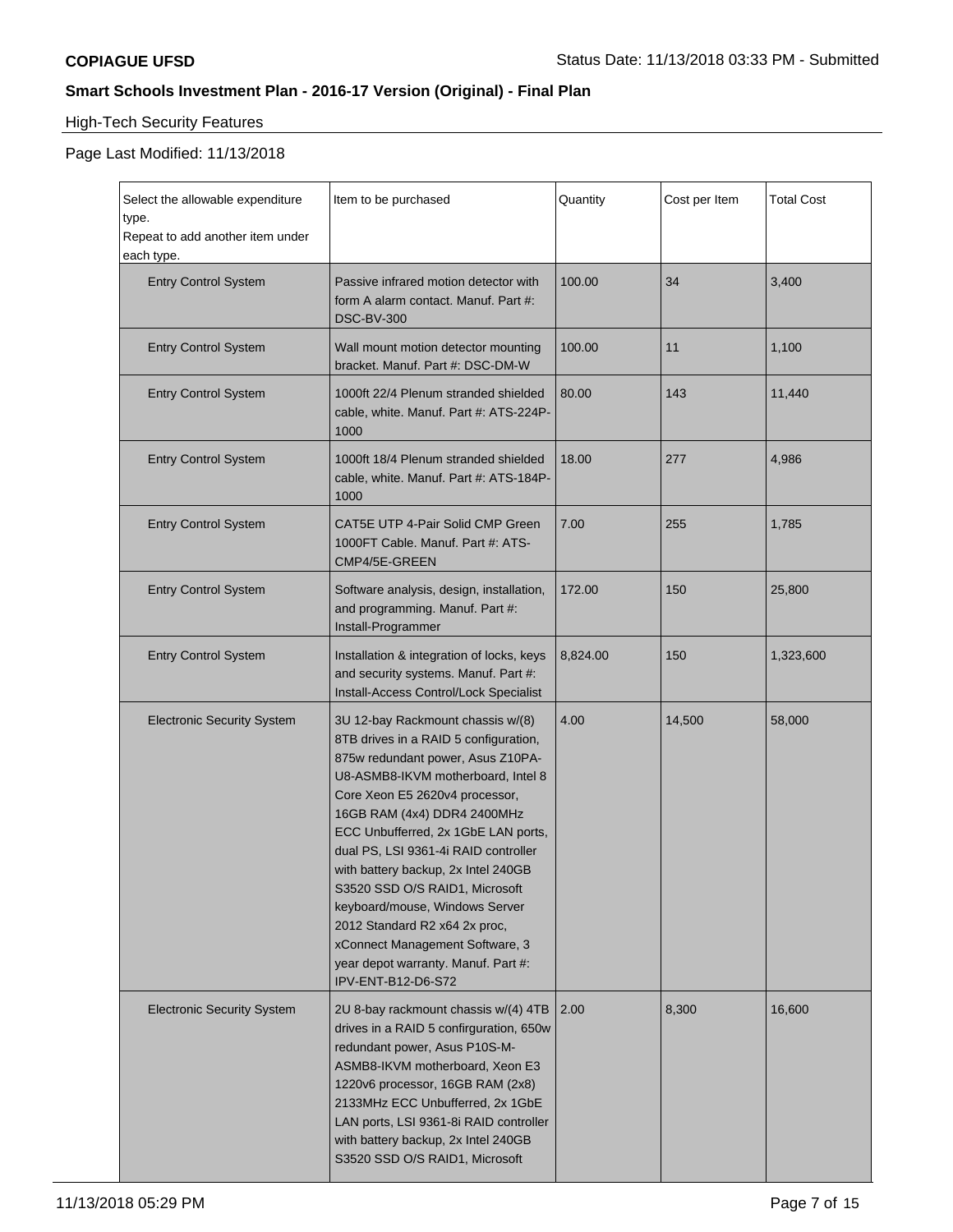**COPIAGUE UFSD**

**Smart Schools Investment Plan - 2016-17 Version (Original) - Final Plan**

High-Tech Security Features

Page Last Modified: 11/13/2018

| Select the allowable expenditure type. Repeat to add another item under each type. | Item to be purchased | Quantity | Cost per Item | Total Cost |
|---|---|---|---|---|
| Entry Control System | Passive infrared motion detector with form A alarm contact. Manuf. Part #: DSC-BV-300 | 100.00 | 34 | 3,400 |
| Entry Control System | Wall mount motion detector mounting bracket. Manuf. Part #: DSC-DM-W | 100.00 | 11 | 1,100 |
| Entry Control System | 1000ft 22/4 Plenum stranded shielded cable, white. Manuf. Part #: ATS-224P-1000 | 80.00 | 143 | 11,440 |
| Entry Control System | 1000ft 18/4 Plenum stranded shielded cable, white. Manuf. Part #: ATS-184P-1000 | 18.00 | 277 | 4,986 |
| Entry Control System | CAT5E UTP 4-Pair Solid CMP Green 1000FT Cable. Manuf. Part #: ATS-CMP4/5E-GREEN | 7.00 | 255 | 1,785 |
| Entry Control System | Software analysis, design, installation, and programming. Manuf. Part #: Install-Programmer | 172.00 | 150 | 25,800 |
| Entry Control System | Installation & integration of locks, keys and security systems. Manuf. Part #: Install-Access Control/Lock Specialist | 8,824.00 | 150 | 1,323,600 |
| Electronic Security System | 3U 12-bay Rackmount chassis w/(8) 8TB drives in a RAID 5 configuration, 875w redundant power, Asus Z10PA-U8-ASMB8-IKVM motherboard, Intel 8 Core Xeon E5 2620v4 processor, 16GB RAM (4x4) DDR4 2400MHz ECC Unbufferred, 2x 1GbE LAN ports, dual PS, LSI 9361-4i RAID controller with battery backup, 2x Intel 240GB S3520 SSD O/S RAID1, Microsoft keyboard/mouse, Windows Server 2012 Standard R2 x64 2x proc, xConnect Management Software, 3 year depot warranty. Manuf. Part #: IPV-ENT-B12-D6-S72 | 4.00 | 14,500 | 58,000 |
| Electronic Security System | 2U 8-bay rackmount chassis w/(4) 4TB drives in a RAID 5 confirguration, 650w redundant power, Asus P10S-M-ASMB8-IKVM motherboard, Xeon E3 1220v6 processor, 16GB RAM (2x8) 2133MHz ECC Unbufferred, 2x 1GbE LAN ports, LSI 9361-8i RAID controller with battery backup, 2x Intel 240GB S3520 SSD O/S RAID1, Microsoft | 2.00 | 8,300 | 16,600 |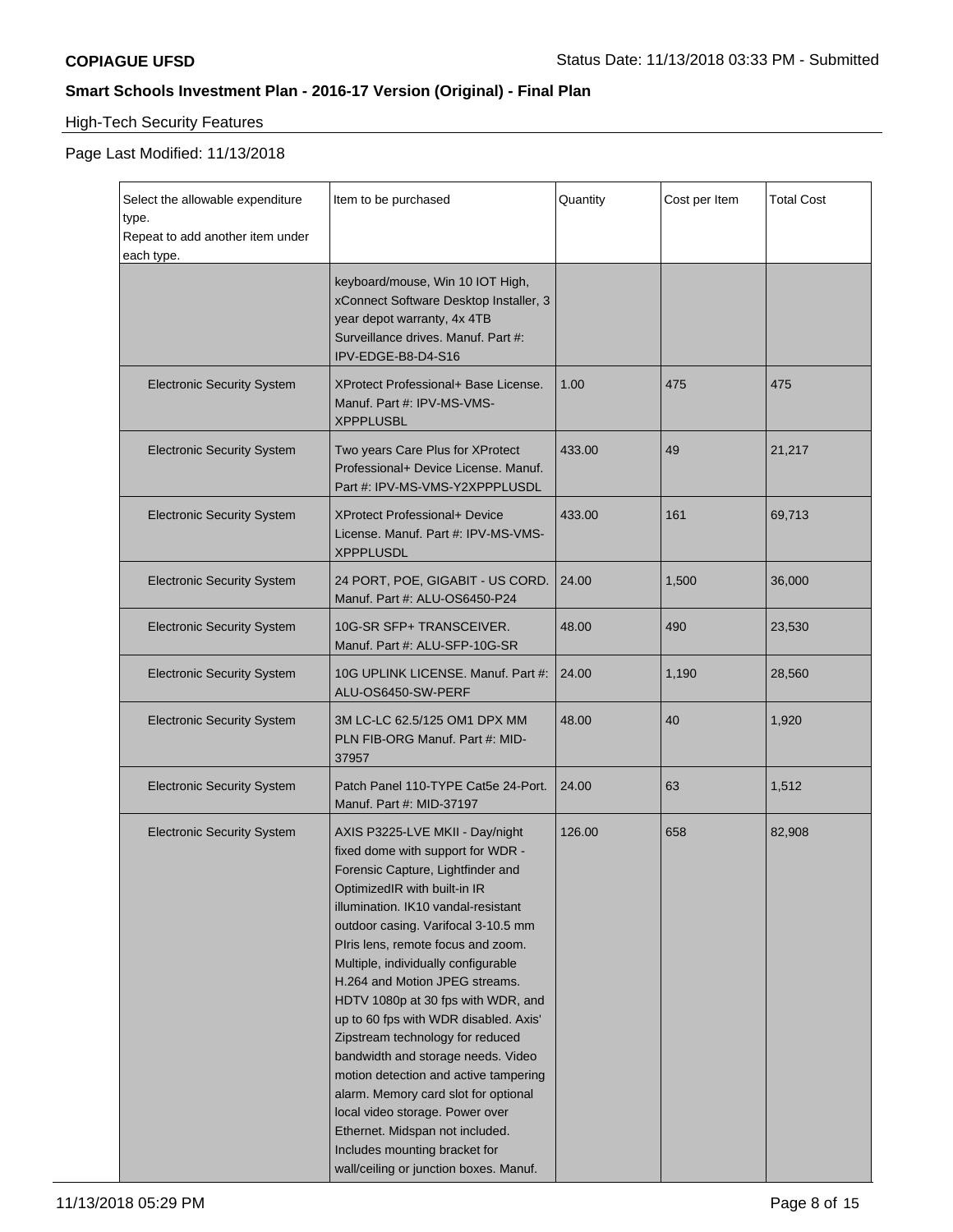**COPIAGUE UFSD** Status Date: 11/13/2018 03:33 PM - Submitted

**Smart Schools Investment Plan - 2016-17 Version (Original) - Final Plan**

High-Tech Security Features

Page Last Modified: 11/13/2018

| Select the allowable expenditure type. Repeat to add another item under each type. | Item to be purchased | Quantity | Cost per Item | Total Cost |
|---|---|---|---|---|
| | keyboard/mouse, Win 10 IOT High, xConnect Software Desktop Installer, 3 year depot warranty, 4x 4TB Surveillance drives. Manuf. Part #: IPV-EDGE-B8-D4-S16 | | | |
| Electronic Security System | XProtect Professional+ Base License. Manuf. Part #: IPV-MS-VMS-XPPPLUSBL | 1.00 | 475 | 475 |
| Electronic Security System | Two years Care Plus for XProtect Professional+ Device License. Manuf. Part #: IPV-MS-VMS-Y2XPPPLUSDL | 433.00 | 49 | 21,217 |
| Electronic Security System | XProtect Professional+ Device License. Manuf. Part #: IPV-MS-VMS-XPPPLUSDL | 433.00 | 161 | 69,713 |
| Electronic Security System | 24 PORT, POE, GIGABIT - US CORD. Manuf. Part #: ALU-OS6450-P24 | 24.00 | 1,500 | 36,000 |
| Electronic Security System | 10G-SR SFP+ TRANSCEIVER. Manuf. Part #: ALU-SFP-10G-SR | 48.00 | 490 | 23,530 |
| Electronic Security System | 10G UPLINK LICENSE. Manuf. Part #: ALU-OS6450-SW-PERF | 24.00 | 1,190 | 28,560 |
| Electronic Security System | 3M LC-LC 62.5/125 OM1 DPX MM PLN FIB-ORG Manuf. Part #: MID-37957 | 48.00 | 40 | 1,920 |
| Electronic Security System | Patch Panel 110-TYPE Cat5e 24-Port. Manuf. Part #: MID-37197 | 24.00 | 63 | 1,512 |
| Electronic Security System | AXIS P3225-LVE MKII - Day/night fixed dome with support for WDR - Forensic Capture, Lightfinder and OptimizedIR with built-in IR illumination. IK10 vandal-resistant outdoor casing. Varifocal 3-10.5 mm PIris lens, remote focus and zoom. Multiple, individually configurable H.264 and Motion JPEG streams. HDTV 1080p at 30 fps with WDR, and up to 60 fps with WDR disabled. Axis' Zipstream technology for reduced bandwidth and storage needs. Video motion detection and active tampering alarm. Memory card slot for optional local video storage. Power over Ethernet. Midspan not included. Includes mounting bracket for wall/ceiling or junction boxes. Manuf. | 126.00 | 658 | 82,908 |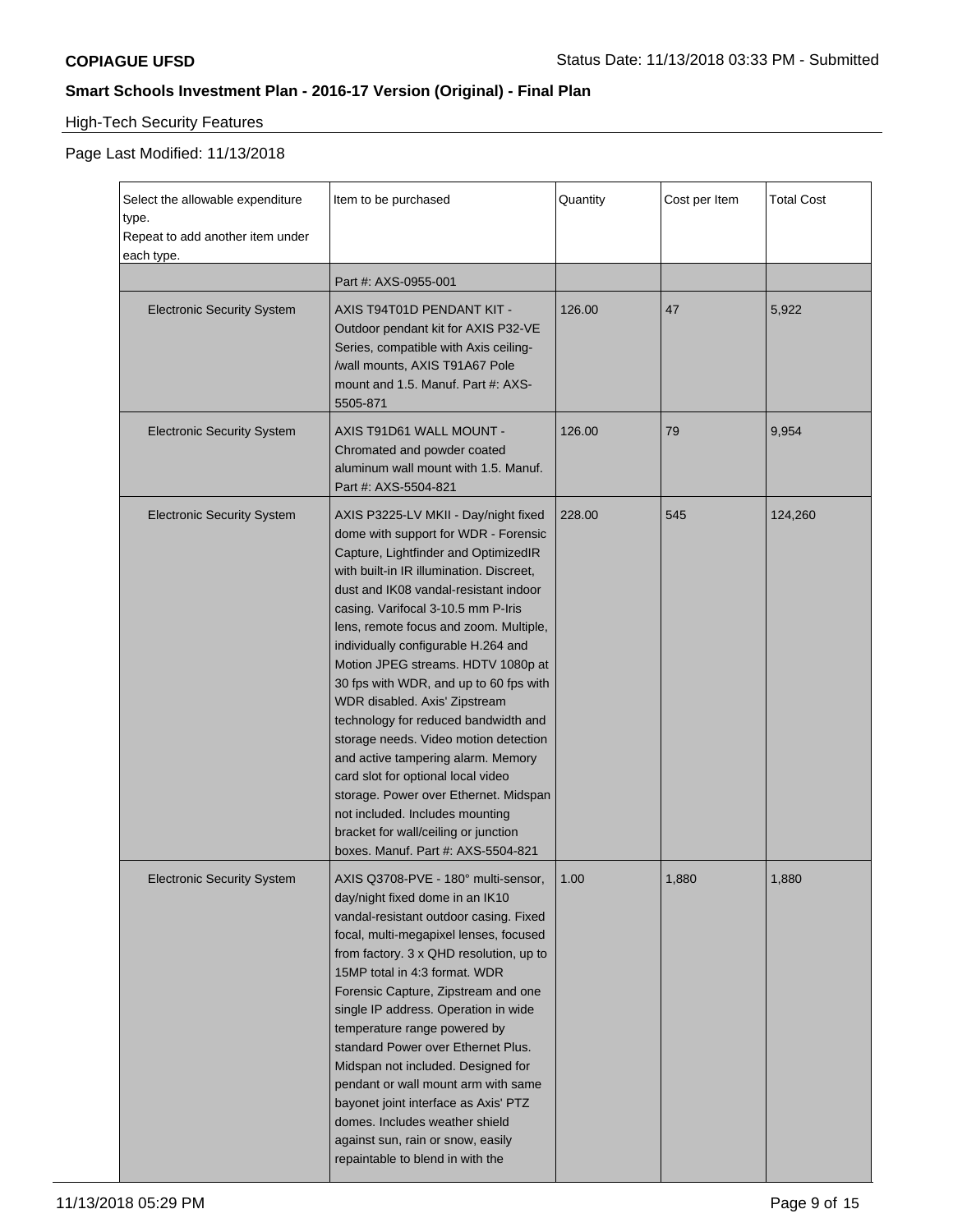**COPIAGUE UFSD** Status Date: 11/13/2018 03:33 PM - Submitted

## Smart Schools Investment Plan - 2016-17 Version (Original) - Final Plan

High-Tech Security Features

Page Last Modified: 11/13/2018

| Select the allowable expenditure type. Repeat to add another item under each type. | Item to be purchased | Quantity | Cost per Item | Total Cost |
|---|---|---|---|---|
| | Part #: AXS-0955-001 | | | |
| Electronic Security System | AXIS T94T01D PENDANT KIT - Outdoor pendant kit for AXIS P32-VE Series, compatible with Axis ceiling-/wall mounts, AXIS T91A67 Pole mount and 1.5. Manuf. Part #: AXS-5505-871 | 126.00 | 47 | 5,922 |
| Electronic Security System | AXIS T91D61 WALL MOUNT - Chromated and powder coated aluminum wall mount with 1.5. Manuf. Part #: AXS-5504-821 | 126.00 | 79 | 9,954 |
| Electronic Security System | AXIS P3225-LV MKII - Day/night fixed dome with support for WDR - Forensic Capture, Lightfinder and OptimizedIR with built-in IR illumination. Discreet, dust and IK08 vandal-resistant indoor casing. Varifocal 3-10.5 mm P-Iris lens, remote focus and zoom. Multiple, individually configurable H.264 and Motion JPEG streams. HDTV 1080p at 30 fps with WDR, and up to 60 fps with WDR disabled. Axis' Zipstream technology for reduced bandwidth and storage needs. Video motion detection and active tampering alarm. Memory card slot for optional local video storage. Power over Ethernet. Midspan not included. Includes mounting bracket for wall/ceiling or junction boxes. Manuf. Part #: AXS-5504-821 | 228.00 | 545 | 124,260 |
| Electronic Security System | AXIS Q3708-PVE - 180° multi-sensor, day/night fixed dome in an IK10 vandal-resistant outdoor casing. Fixed focal, multi-megapixel lenses, focused from factory. 3 x QHD resolution, up to 15MP total in 4:3 format. WDR Forensic Capture, Zipstream and one single IP address. Operation in wide temperature range powered by standard Power over Ethernet Plus. Midspan not included. Designed for pendant or wall mount arm with same bayonet joint interface as Axis' PTZ domes. Includes weather shield against sun, rain or snow, easily repaintable to blend in with the | 1.00 | 1,880 | 1,880 |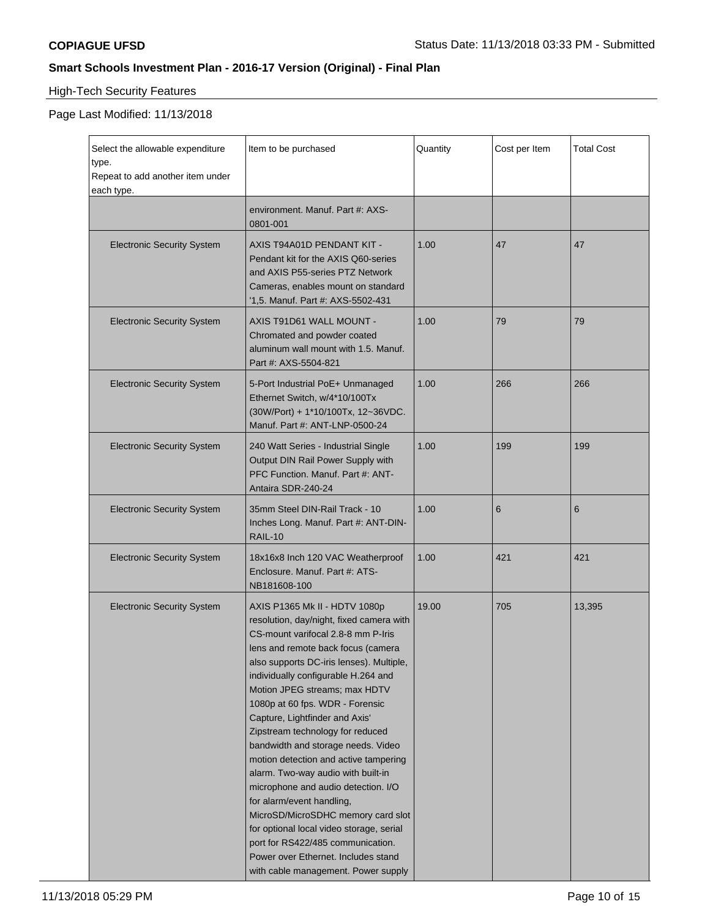**COPIAGUE UFSD**

**Smart Schools Investment Plan - 2016-17 Version (Original) - Final Plan**

High-Tech Security Features

Page Last Modified: 11/13/2018

| Select the allowable expenditure type. Repeat to add another item under each type. | Item to be purchased | Quantity | Cost per Item | Total Cost |
|---|---|---|---|---|
| | environment. Manuf. Part #: AXS-0801-001 | | | |
| Electronic Security System | AXIS T94A01D PENDANT KIT - Pendant kit for the AXIS Q60-series and AXIS P55-series PTZ Network Cameras, enables mount on standard '1,5. Manuf. Part #: AXS-5502-431 | 1.00 | 47 | 47 |
| Electronic Security System | AXIS T91D61 WALL MOUNT - Chromated and powder coated aluminum wall mount with 1.5. Manuf. Part #: AXS-5504-821 | 1.00 | 79 | 79 |
| Electronic Security System | 5-Port Industrial PoE+ Unmanaged Ethernet Switch, w/4*10/100Tx (30W/Port) + 1*10/100Tx, 12~36VDC. Manuf. Part #: ANT-LNP-0500-24 | 1.00 | 266 | 266 |
| Electronic Security System | 240 Watt Series - Industrial Single Output DIN Rail Power Supply with PFC Function. Manuf. Part #: ANT-Antaira SDR-240-24 | 1.00 | 199 | 199 |
| Electronic Security System | 35mm Steel DIN-Rail Track - 10 Inches Long. Manuf. Part #: ANT-DIN-RAIL-10 | 1.00 | 6 | 6 |
| Electronic Security System | 18x16x8 Inch 120 VAC Weatherproof Enclosure. Manuf. Part #: ATS-NB181608-100 | 1.00 | 421 | 421 |
| Electronic Security System | AXIS P1365 Mk II - HDTV 1080p resolution, day/night, fixed camera with CS-mount varifocal 2.8-8 mm P-Iris lens and remote back focus (camera also supports DC-iris lenses). Multiple, individually configurable H.264 and Motion JPEG streams; max HDTV 1080p at 60 fps. WDR - Forensic Capture, Lightfinder and Axis' Zipstream technology for reduced bandwidth and storage needs. Video motion detection and active tampering alarm. Two-way audio with built-in microphone and audio detection. I/O for alarm/event handling, MicroSD/MicroSDHC memory card slot for optional local video storage, serial port for RS422/485 communication. Power over Ethernet. Includes stand with cable management. Power supply | 19.00 | 705 | 13,395 |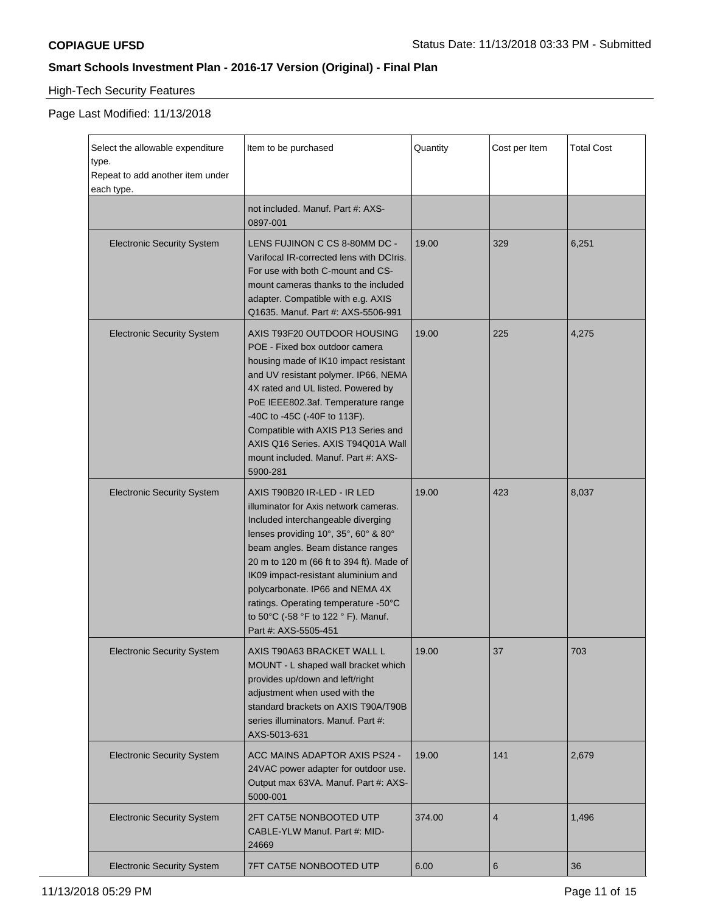**COPIAGUE UFSD** Status Date: 11/13/2018 03:33 PM - Submitted

## Smart Schools Investment Plan - 2016-17 Version (Original) - Final Plan

High-Tech Security Features

Page Last Modified: 11/13/2018

| Select the allowable expenditure type. Repeat to add another item under each type. | Item to be purchased | Quantity | Cost per Item | Total Cost |
|---|---|---|---|---|
| | not included. Manuf. Part #: AXS-0897-001 | | | |
| Electronic Security System | LENS FUJINON C CS 8-80MM DC - Varifocal IR-corrected lens with DCIris. For use with both C-mount and CS-mount cameras thanks to the included adapter. Compatible with e.g. AXIS Q1635. Manuf. Part #: AXS-5506-991 | 19.00 | 329 | 6,251 |
| Electronic Security System | AXIS T93F20 OUTDOOR HOUSING POE - Fixed box outdoor camera housing made of IK10 impact resistant and UV resistant polymer. IP66, NEMA 4X rated and UL listed. Powered by PoE IEEE802.3af. Temperature range -40C to -45C (-40F to 113F). Compatible with AXIS P13 Series and AXIS Q16 Series. AXIS T94Q01A Wall mount included. Manuf. Part #: AXS-5900-281 | 19.00 | 225 | 4,275 |
| Electronic Security System | AXIS T90B20 IR-LED - IR LED illuminator for Axis network cameras. Included interchangeable diverging lenses providing 10°, 35°, 60° & 80° beam angles. Beam distance ranges 20 m to 120 m (66 ft to 394 ft). Made of IK09 impact-resistant aluminium and polycarbonate. IP66 and NEMA 4X ratings. Operating temperature -50°C to 50°C (-58 °F to 122 ° F). Manuf. Part #: AXS-5505-451 | 19.00 | 423 | 8,037 |
| Electronic Security System | AXIS T90A63 BRACKET WALL L MOUNT - L shaped wall bracket which provides up/down and left/right adjustment when used with the standard brackets on AXIS T90A/T90B series illuminators. Manuf. Part #: AXS-5013-631 | 19.00 | 37 | 703 |
| Electronic Security System | ACC MAINS ADAPTOR AXIS PS24 - 24VAC power adapter for outdoor use. Output max 63VA. Manuf. Part #: AXS-5000-001 | 19.00 | 141 | 2,679 |
| Electronic Security System | 2FT CAT5E NONBOOTED UTP CABLE-YLW Manuf. Part #: MID-24669 | 374.00 | 4 | 1,496 |
| Electronic Security System | 7FT CAT5E NONBOOTED UTP | 6.00 | 6 | 36 |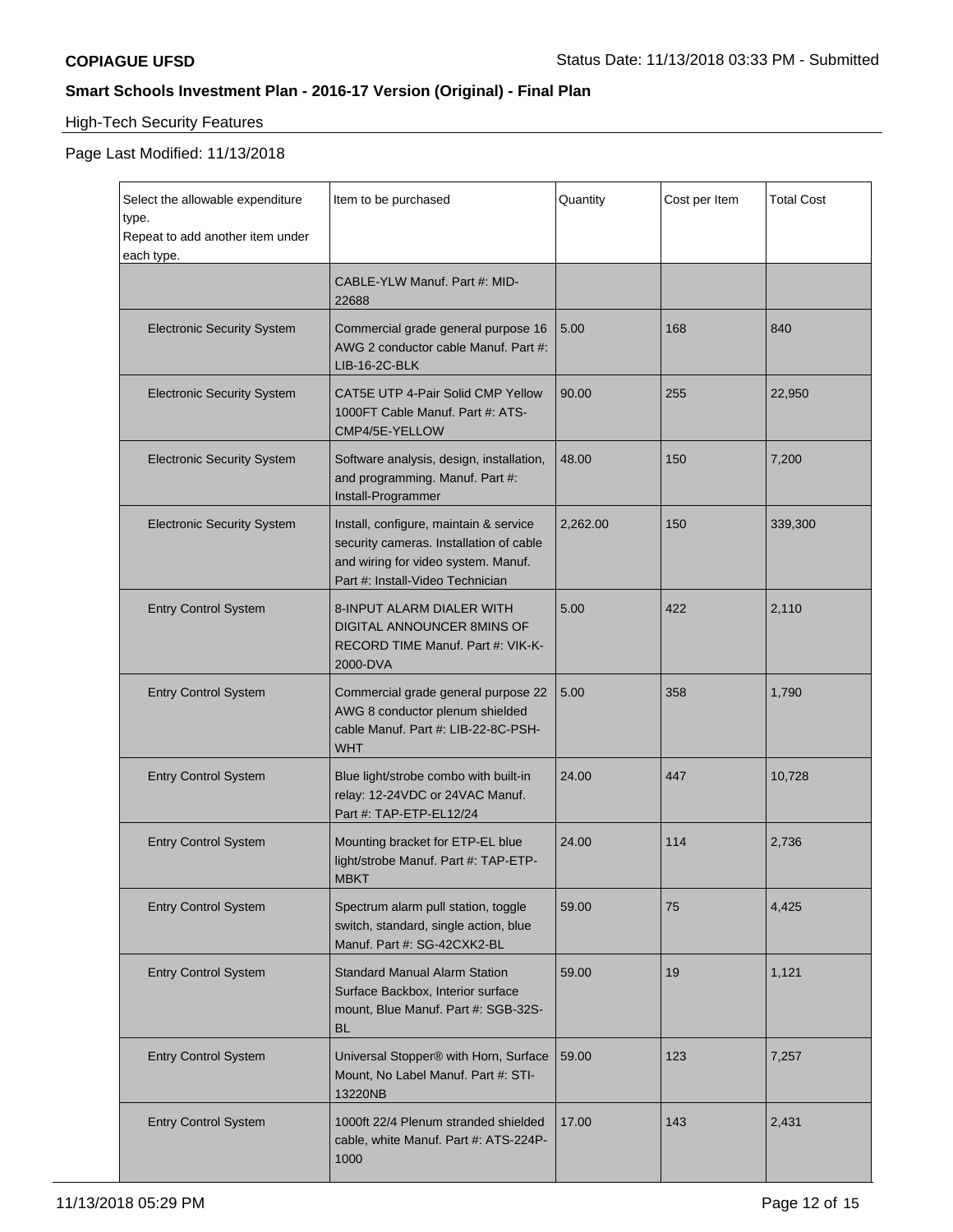**COPIAGUE UFSD**

Status Date: 11/13/2018 03:33 PM - Submitted

**Smart Schools Investment Plan - 2016-17 Version (Original) - Final Plan**

High-Tech Security Features

Page Last Modified: 11/13/2018

| Select the allowable expenditure type. Repeat to add another item under each type. | Item to be purchased | Quantity | Cost per Item | Total Cost |
|---|---|---|---|---|
| | CABLE-YLW Manuf. Part #: MID-22688 | | | |
| Electronic Security System | Commercial grade general purpose 16 AWG 2 conductor cable Manuf. Part #: LIB-16-2C-BLK | 5.00 | 168 | 840 |
| Electronic Security System | CAT5E UTP 4-Pair Solid CMP Yellow 1000FT Cable Manuf. Part #: ATS-CMP4/5E-YELLOW | 90.00 | 255 | 22,950 |
| Electronic Security System | Software analysis, design, installation, and programming. Manuf. Part #: Install-Programmer | 48.00 | 150 | 7,200 |
| Electronic Security System | Install, configure, maintain & service security cameras. Installation of cable and wiring for video system. Manuf. Part #: Install-Video Technician | 2,262.00 | 150 | 339,300 |
| Entry Control System | 8-INPUT ALARM DIALER WITH DIGITAL ANNOUNCER 8MINS OF RECORD TIME Manuf. Part #: VIK-K-2000-DVA | 5.00 | 422 | 2,110 |
| Entry Control System | Commercial grade general purpose 22 AWG 8 conductor plenum shielded cable Manuf. Part #: LIB-22-8C-PSH-WHT | 5.00 | 358 | 1,790 |
| Entry Control System | Blue light/strobe combo with built-in relay: 12-24VDC or 24VAC Manuf. Part #: TAP-ETP-EL12/24 | 24.00 | 447 | 10,728 |
| Entry Control System | Mounting bracket for ETP-EL blue light/strobe Manuf. Part #: TAP-ETP-MBKT | 24.00 | 114 | 2,736 |
| Entry Control System | Spectrum alarm pull station, toggle switch, standard, single action, blue Manuf. Part #: SG-42CXK2-BL | 59.00 | 75 | 4,425 |
| Entry Control System | Standard Manual Alarm Station Surface Backbox, Interior surface mount, Blue Manuf. Part #: SGB-32S-BL | 59.00 | 19 | 1,121 |
| Entry Control System | Universal Stopper® with Horn, Surface Mount, No Label Manuf. Part #: STI-13220NB | 59.00 | 123 | 7,257 |
| Entry Control System | 1000ft 22/4 Plenum stranded shielded cable, white Manuf. Part #: ATS-224P-1000 | 17.00 | 143 | 2,431 |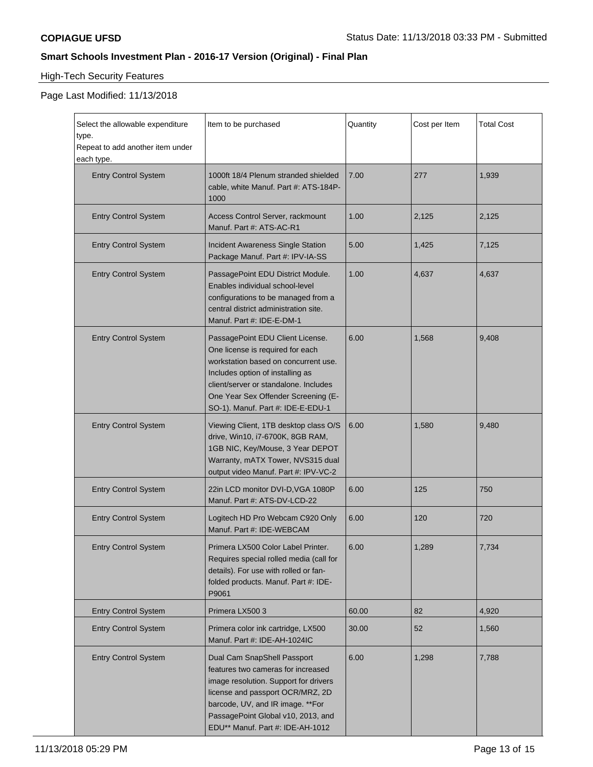**COPIAGUE UFSD**

Status Date: 11/13/2018 03:33 PM - Submitted

## Smart Schools Investment Plan - 2016-17 Version (Original) - Final Plan

High-Tech Security Features

Page Last Modified: 11/13/2018

| Select the allowable expenditure type. Repeat to add another item under each type. | Item to be purchased | Quantity | Cost per Item | Total Cost |
|---|---|---|---|---|
| Entry Control System | 1000ft 18/4 Plenum stranded shielded cable, white Manuf. Part #: ATS-184P-1000 | 7.00 | 277 | 1,939 |
| Entry Control System | Access Control Server, rackmount Manuf. Part #: ATS-AC-R1 | 1.00 | 2,125 | 2,125 |
| Entry Control System | Incident Awareness Single Station Package Manuf. Part #: IPV-IA-SS | 5.00 | 1,425 | 7,125 |
| Entry Control System | PassagePoint EDU District Module. Enables individual school-level configurations to be managed from a central district administration site. Manuf. Part #: IDE-E-DM-1 | 1.00 | 4,637 | 4,637 |
| Entry Control System | PassagePoint EDU Client License. One license is required for each workstation based on concurrent use. Includes option of installing as client/server or standalone. Includes One Year Sex Offender Screening (E-SO-1). Manuf. Part #: IDE-E-EDU-1 | 6.00 | 1,568 | 9,408 |
| Entry Control System | Viewing Client, 1TB desktop class O/S drive, Win10, i7-6700K, 8GB RAM, 1GB NIC, Key/Mouse, 3 Year DEPOT Warranty, mATX Tower, NVS315 dual output video Manuf. Part #: IPV-VC-2 | 6.00 | 1,580 | 9,480 |
| Entry Control System | 22in LCD monitor DVI-D,VGA 1080P Manuf. Part #: ATS-DV-LCD-22 | 6.00 | 125 | 750 |
| Entry Control System | Logitech HD Pro Webcam C920 Only Manuf. Part #: IDE-WEBCAM | 6.00 | 120 | 720 |
| Entry Control System | Primera LX500 Color Label Printer. Requires special rolled media (call for details). For use with rolled or fan-folded products. Manuf. Part #: IDE-P9061 | 6.00 | 1,289 | 7,734 |
| Entry Control System | Primera LX500 3 | 60.00 | 82 | 4,920 |
| Entry Control System | Primera color ink cartridge, LX500 Manuf. Part #: IDE-AH-1024IC | 30.00 | 52 | 1,560 |
| Entry Control System | Dual Cam SnapShell Passport features two cameras for increased image resolution. Support for drivers license and passport OCR/MRZ, 2D barcode, UV, and IR image. **For PassagePoint Global v10, 2013, and EDU** Manuf. Part #: IDE-AH-1012 | 6.00 | 1,298 | 7,788 |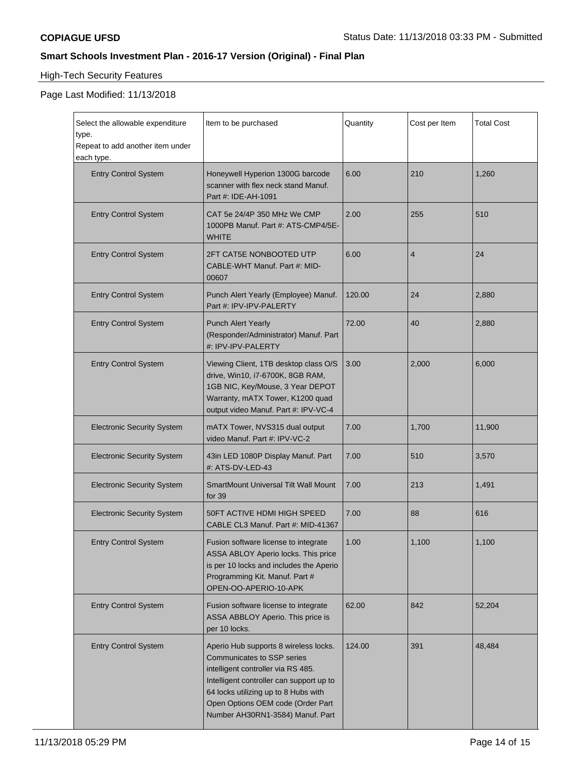## Smart Schools Investment Plan - 2016-17 Version (Original) - Final Plan

High-Tech Security Features

Page Last Modified: 11/13/2018

| Select the allowable expenditure type. Repeat to add another item under each type. | Item to be purchased | Quantity | Cost per Item | Total Cost |
|---|---|---|---|---|
| Entry Control System | Honeywell Hyperion 1300G barcode scanner with flex neck stand Manuf. Part #: IDE-AH-1091 | 6.00 | 210 | 1,260 |
| Entry Control System | CAT 5e 24/4P 350 MHz We CMP 1000PB Manuf. Part #: ATS-CMP4/5E-WHITE | 2.00 | 255 | 510 |
| Entry Control System | 2FT CAT5E NONBOOTED UTP CABLE-WHT Manuf. Part #: MID-00607 | 6.00 | 4 | 24 |
| Entry Control System | Punch Alert Yearly (Employee) Manuf. Part #: IPV-IPV-PALERTY | 120.00 | 24 | 2,880 |
| Entry Control System | Punch Alert Yearly (Responder/Administrator) Manuf. Part #: IPV-IPV-PALERTY | 72.00 | 40 | 2,880 |
| Entry Control System | Viewing Client, 1TB desktop class O/S drive, Win10, i7-6700K, 8GB RAM, 1GB NIC, Key/Mouse, 3 Year DEPOT Warranty, mATX Tower, K1200 quad output video Manuf. Part #: IPV-VC-4 | 3.00 | 2,000 | 6,000 |
| Electronic Security System | mATX Tower, NVS315 dual output video Manuf. Part #: IPV-VC-2 | 7.00 | 1,700 | 11,900 |
| Electronic Security System | 43in LED 1080P Display Manuf. Part #: ATS-DV-LED-43 | 7.00 | 510 | 3,570 |
| Electronic Security System | SmartMount Universal Tilt Wall Mount for 39 | 7.00 | 213 | 1,491 |
| Electronic Security System | 50FT ACTIVE HDMI HIGH SPEED CABLE CL3 Manuf. Part #: MID-41367 | 7.00 | 88 | 616 |
| Entry Control System | Fusion software license to integrate ASSA ABLOY Aperio locks. This price is per 10 locks and includes the Aperio Programming Kit. Manuf. Part # OPEN-OO-APERIO-10-APK | 1.00 | 1,100 | 1,100 |
| Entry Control System | Fusion software license to integrate ASSA ABBLOY Aperio. This price is per 10 locks. | 62.00 | 842 | 52,204 |
| Entry Control System | Aperio Hub supports 8 wireless locks. Communicates to SSP series intelligent controller via RS 485. Intelligent controller can support up to 64 locks utilizing up to 8 Hubs with Open Options OEM code (Order Part Number AH30RN1-3584) Manuf. Part | 124.00 | 391 | 48,484 |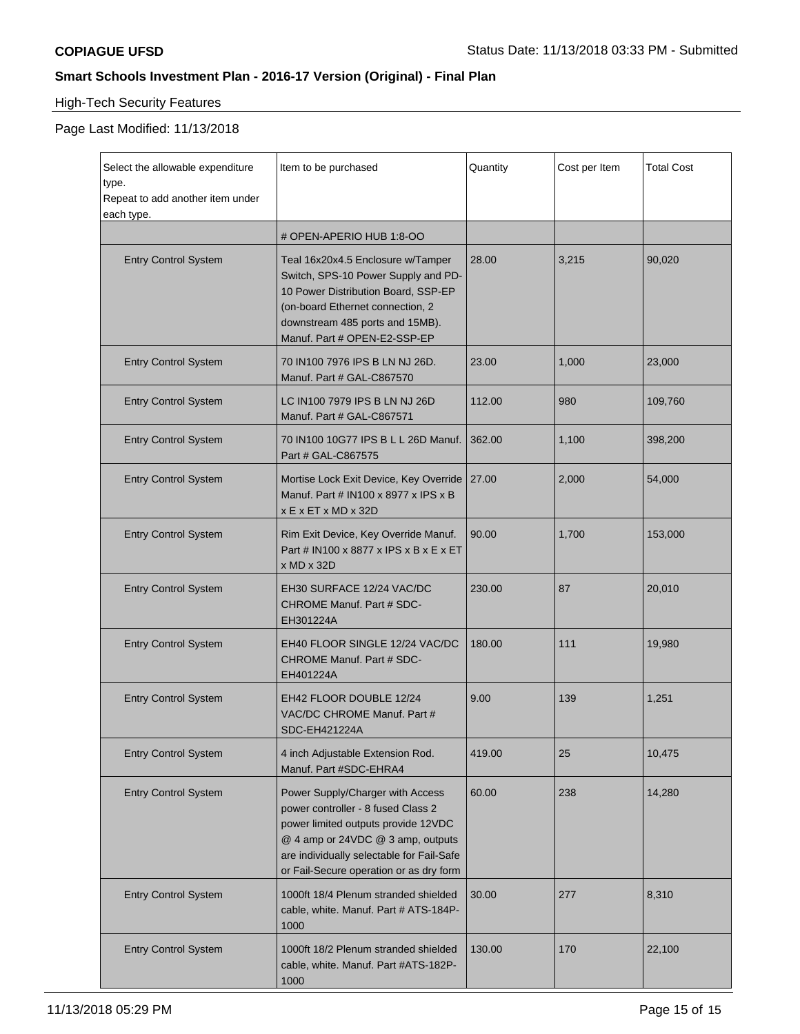High-Tech Security Features

Page Last Modified: 11/13/2018

| Select the allowable expenditure type. Repeat to add another item under each type. | Item to be purchased | Quantity | Cost per Item | Total Cost |
|---|---|---|---|---|
| | # OPEN-APERIO HUB 1:8-OO | | | |
| Entry Control System | Teal 16x20x4.5 Enclosure w/Tamper Switch, SPS-10 Power Supply and PD-10 Power Distribution Board, SSP-EP (on-board Ethernet connection, 2 downstream 485 ports and 15MB). Manuf. Part # OPEN-E2-SSP-EP | 28.00 | 3,215 | 90,020 |
| Entry Control System | 70 IN100 7976 IPS B LN NJ 26D. Manuf. Part # GAL-C867570 | 23.00 | 1,000 | 23,000 |
| Entry Control System | LC IN100 7979 IPS B LN NJ 26D Manuf. Part # GAL-C867571 | 112.00 | 980 | 109,760 |
| Entry Control System | 70 IN100 10G77 IPS B L L 26D Manuf. Part # GAL-C867575 | 362.00 | 1,100 | 398,200 |
| Entry Control System | Mortise Lock Exit Device, Key Override Manuf. Part # IN100 x 8977 x IPS x B x E x ET x MD x 32D | 27.00 | 2,000 | 54,000 |
| Entry Control System | Rim Exit Device, Key Override Manuf. Part # IN100 x 8877 x IPS x B x E x ET x MD x 32D | 90.00 | 1,700 | 153,000 |
| Entry Control System | EH30 SURFACE 12/24 VAC/DC CHROME Manuf. Part # SDC-EH301224A | 230.00 | 87 | 20,010 |
| Entry Control System | EH40 FLOOR SINGLE 12/24 VAC/DC CHROME Manuf. Part # SDC-EH401224A | 180.00 | 111 | 19,980 |
| Entry Control System | EH42 FLOOR DOUBLE 12/24 VAC/DC CHROME Manuf. Part # SDC-EH421224A | 9.00 | 139 | 1,251 |
| Entry Control System | 4 inch Adjustable Extension Rod. Manuf. Part #SDC-EHRA4 | 419.00 | 25 | 10,475 |
| Entry Control System | Power Supply/Charger with Access power controller - 8 fused Class 2 power limited outputs provide 12VDC @ 4 amp or 24VDC @ 3 amp, outputs are individually selectable for Fail-Safe or Fail-Secure operation or as dry form | 60.00 | 238 | 14,280 |
| Entry Control System | 1000ft 18/4 Plenum stranded shielded cable, white. Manuf. Part # ATS-184P-1000 | 30.00 | 277 | 8,310 |
| Entry Control System | 1000ft 18/2 Plenum stranded shielded cable, white. Manuf. Part #ATS-182P-1000 | 130.00 | 170 | 22,100 |